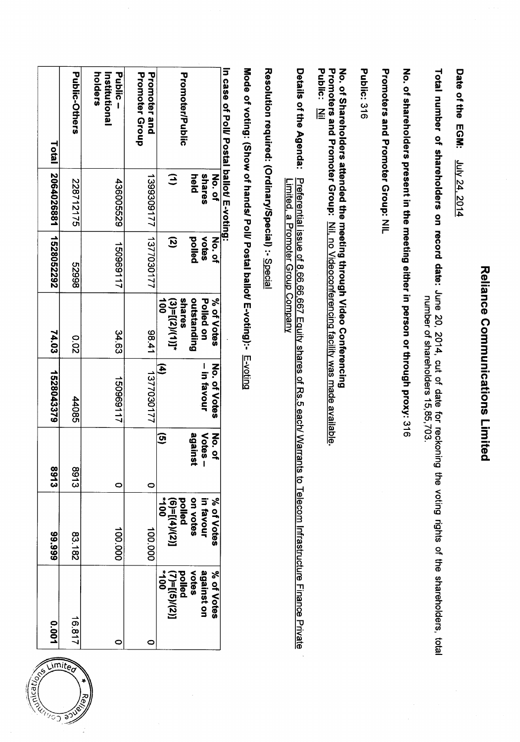# Reliance Communications Limited

**Date of the EGM:** July 24, 2014

**Total number of shareholders on record date:** June 20, 2014, cut of date for reckoning the voting rights of the shareholders, total number of shareholders 15,85,703.

**No. of shareholders present in the meeting either in person or through proxy:** 316

**Promoters and Promoter Group:** NIL

**Public:** 316

**No. of Shareholders attended the meeting through Video Conferencing**
**Promoters and Promoter Group:** Nil, no Videoconferencing facility was made available.
**Public:** Nil

**Details of the Agenda:** Preferential issue of 8,66,66,667 Equity shares of Rs.5 each/ Warrants to Telecom Infrastructure Finance Private Limited, a Promoter Group Company

**Resolution required: (Ordinary/Special) :-** Special

**Mode of voting: (Show of hands/ Poll/ Postal ballot/ E-voting):-** E-voting

**In case of Poll/ Postal ballot/ E-voting:**

| Promoter/Public | No. of shares held (1) | No. of votes polled (2) | % of Votes Polled on outstanding shares (3)=[(2)/(1)]* 100 | No. of Votes – in favour (4) | No. of Votes – against (5) | % of Votes in favour on votes polled (6)=[(4)/(2)] *100 | % of Votes against on votes polled (7)=[(5)/(2)] *100 |
|---|---|---|---|---|---|---|---|
| Promoter and Promoter Group | 1399309177 | 1377030177 | 98.41 | 1377030177 | 0 | 100.000 | 0 |
| Public – Institutional holders | 436005529 | 150969117 | 34.63 | 150969117 | 0 | 100.000 | 0 |
| Public-Others | 228712175 | 52998 | 0.02 | 44085 | 8913 | 83.182 | 16.817 |
| Total | 2064026881 | 1528052292 | 74.03 | 1528043379 | 8913 | 99.999 | 0.001 |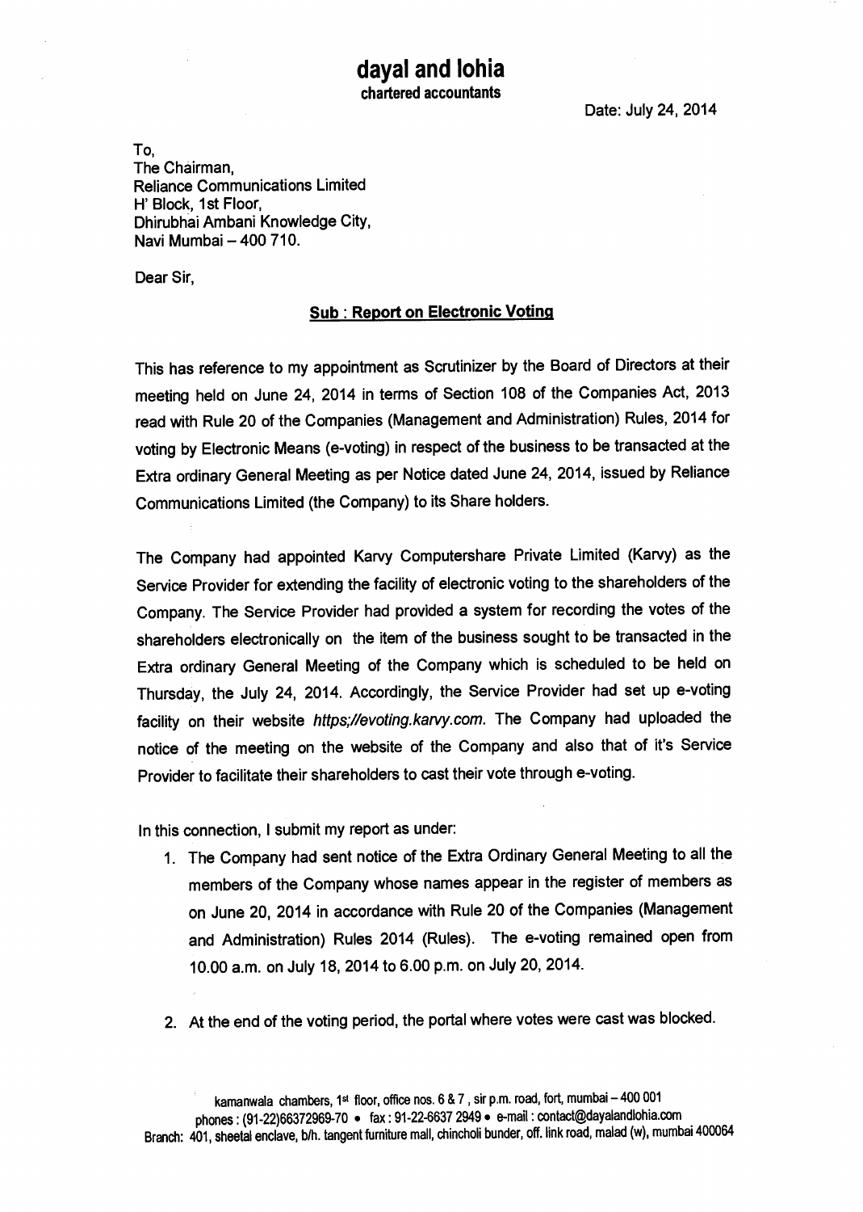# dayal and lohia

**chartered accountants**

Date: July 24, 2014

To,
The Chairman,
Reliance Communications Limited
H' Block, 1st Floor,
Dhirubhai Ambani Knowledge City,
Navi Mumbai – 400 710.

Dear Sir,

**Sub : Report on Electronic Voting**

This has reference to my appointment as Scrutinizer by the Board of Directors at their meeting held on June 24, 2014 in terms of Section 108 of the Companies Act, 2013 read with Rule 20 of the Companies (Management and Administration) Rules, 2014 for voting by Electronic Means (e-voting) in respect of the business to be transacted at the Extra ordinary General Meeting as per Notice dated June 24, 2014, issued by Reliance Communications Limited (the Company) to its Share holders.

The Company had appointed Karvy Computershare Private Limited (Karvy) as the Service Provider for extending the facility of electronic voting to the shareholders of the Company. The Service Provider had provided a system for recording the votes of the shareholders electronically on the item of the business sought to be transacted in the Extra ordinary General Meeting of the Company which is scheduled to be held on Thursday, the July 24, 2014. Accordingly, the Service Provider had set up e-voting facility on their website *https;//evoting.karvy.com.* The Company had uploaded the notice of the meeting on the website of the Company and also that of it's Service Provider to facilitate their shareholders to cast their vote through e-voting.

In this connection, I submit my report as under:

1. The Company had sent notice of the Extra Ordinary General Meeting to all the members of the Company whose names appear in the register of members as on June 20, 2014 in accordance with Rule 20 of the Companies (Management and Administration) Rules 2014 (Rules). The e-voting remained open from 10.00 a.m. on July 18, 2014 to 6.00 p.m. on July 20, 2014.

2. At the end of the voting period, the portal where votes were cast was blocked.

kamanwala chambers, 1st floor, office nos. 6 & 7 , sir p.m. road, fort, mumbai – 400 001
phones : (91-22)66372969-70 • fax : 91-22-6637 2949 • e-mail : contact@dayalandlohia.com
Branch: 401, sheetal enclave, b/h. tangent furniture mall, chincholi bunder, off. link road, malad (w), mumbai 400064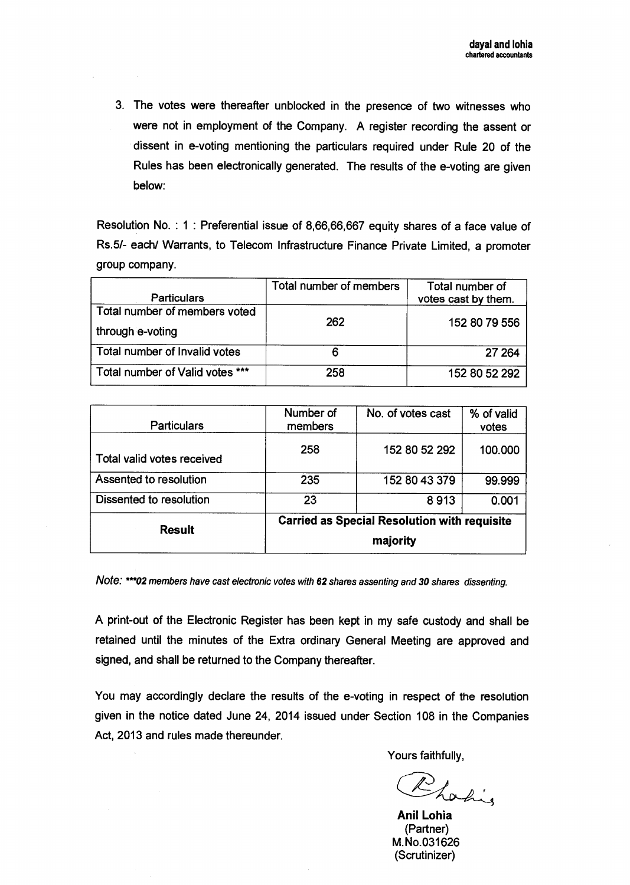3. The votes were thereafter unblocked in the presence of two witnesses who were not in employment of the Company. A register recording the assent or dissent in e-voting mentioning the particulars required under Rule 20 of the Rules has been electronically generated. The results of the e-voting are given below:

Resolution No. : 1 : Preferential issue of 8,66,66,667 equity shares of a face value of Rs.5/- each/ Warrants, to Telecom Infrastructure Finance Private Limited, a promoter group company.

| Particulars | Total number of members | Total number of votes cast by them. |
|---|---|---|
| Total number of members voted through e-voting | 262 | 152 80 79 556 |
| Total number of Invalid votes | 6 | 27 264 |
| Total number of Valid votes *** | 258 | 152 80 52 292 |

| Particulars | Number of members | No. of votes cast | % of valid votes |
|---|---|---|---|
| Total valid votes received | 258 | 152 80 52 292 | 100.000 |
| Assented to resolution | 235 | 152 80 43 379 | 99.999 |
| Dissented to resolution | 23 | 8 913 | 0.001 |
| **Result** | **Carried as Special Resolution with requisite majority** | | |

*Note: ***02 members have cast electronic votes with 62 shares assenting and 30 shares dissenting.*

A print-out of the Electronic Register has been kept in my safe custody and shall be retained until the minutes of the Extra ordinary General Meeting are approved and signed, and shall be returned to the Company thereafter.

You may accordingly declare the results of the e-voting in respect of the resolution given in the notice dated June 24, 2014 issued under Section 108 in the Companies Act, 2013 and rules made thereunder.

Yours faithfully,

**Anil Lohia**
(Partner)
M.No.031626
(Scrutinizer)